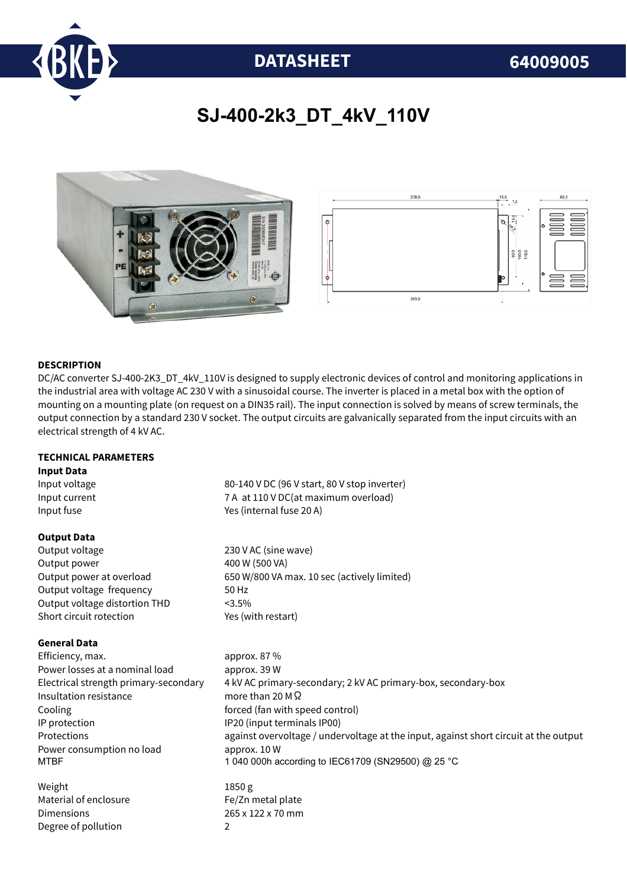# DATASHEET 64009005

## SJ-400-2k3_DT_4kV_110V

### DESCRIPTION

DC/AC converter SJ-400-2K3_DT_4kV_110V is designed to supply electronic devices of control and monitoring applications in the industrial area with voltage AC 230 V with a sinusoidal course. The inverter is placed in a metal box with the option of mounting on a mounting plate (on request on a DIN35 rail). The input connection is solved by means of screw terminals, the output connection by a standard 230 V socket. The output circuits are galvanically separated from the input circuits with an electrical strength of 4 kV AC.

### TECHNICAL PARAMETERS

**Input Data**

| | |
|---|---|
| Input voltage | 80-140 V DC (96 V start, 80 V stop inverter) |
| Input current | 7 A at 110 V DC(at maximum overload) |
| Input fuse | Yes (internal fuse 20 A) |

**Output Data**

| | |
|---|---|
| Output voltage | 230 V AC (sine wave) |
| Output power | 400 W (500 VA) |
| Output power at overload | 650 W/800 VA max. 10 sec (actively limited) |
| Output voltage frequency | 50 Hz |
| Output voltage distortion THD | <3.5% |
| Short circuit rotection | Yes (with restart) |

**General Data**

| | |
|---|---|
| Efficiency, max. | approx. 87 % |
| Power losses at a nominal load | approx. 39 W |
| Electrical strength primary-secondary | 4 kV AC primary-secondary; 2 kV AC primary-box, secondary-box |
| Insultation resistance | more than 20 M Ω |
| Cooling | forced (fan with speed control) |
| IP protection | IP20 (input terminals IP00) |
| Protections | against overvoltage / undervoltage at the input, against short circuit at the output |
| Power consumption no load | approx. 10 W |
| MTBF | 1 040 000h according to IEC61709 (SN29500) @ 25 °C |
| | |
| Weight | 1850 g |
| Material of enclosure | Fe/Zn metal plate |
| Dimensions | 265 x 122 x 70 mm |
| Degree of pollution | 2 |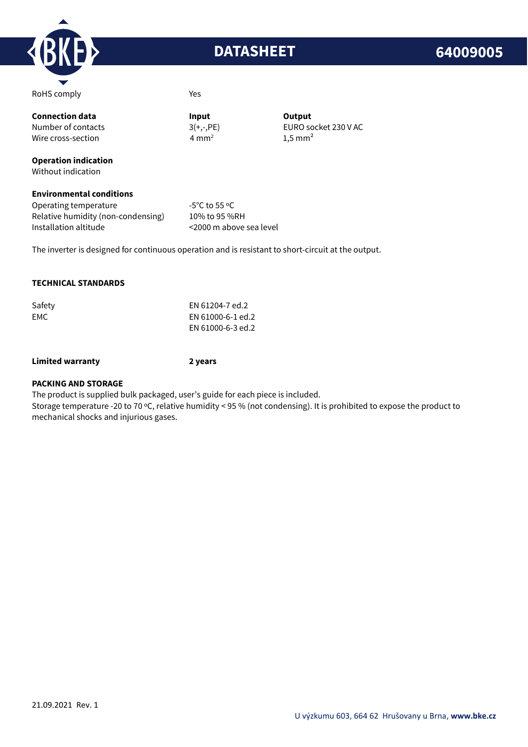| | | |
|---|---|---|
| RoHS comply | Yes | |
| **Connection data** | **Input** | **Output** |
| Number of contacts | 3(+,-,PE) | EURO socket 230 V AC |
| Wire cross-section | 4 mm$^2$ | 1,5 mm$^2$ |

**Operation indication**

Without indication

**Environmental conditions**

| | |
|---|---|
| Operating temperature | -5°C to 55 °C |
| Relative humidity (non-condensing) | 10% to 95 %RH |
| Installation altitude | <2000 m above sea level |

The inverter is designed for continuous operation and is resistant to short-circuit at the output.

**TECHNICAL STANDARDS**

| | |
|---|---|
| Safety | EN 61204-7 ed.2 |
| EMC | EN 61000-6-1 ed.2 |
| | EN 61000-6-3 ed.2 |

**Limited warranty** **2 years**

**PACKING AND STORAGE**

The product is supplied bulk packaged, user's guide for each piece is included.
Storage temperature -20 to 70 °C, relative humidity < 95 % (not condensing). It is prohibited to expose the product to mechanical shocks and injurious gases.

21.09.2021 Rev. 1